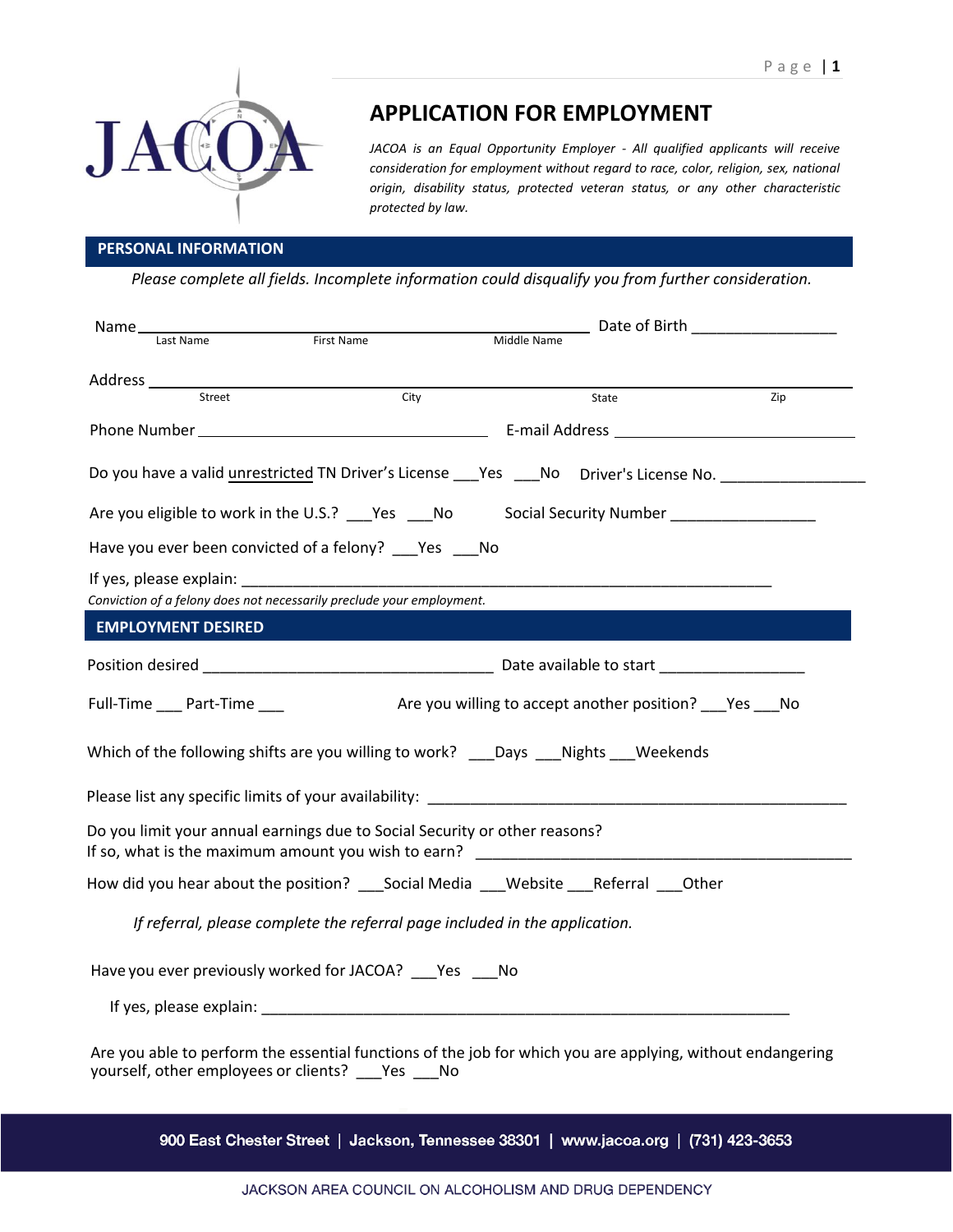JACOA

# APPLICATION FOR EMPLOYMENT

*JACOA is an Equal Opportunity Employer - All qualified applicants will receive consideration for employment without regard to race, color, religion, sex, national origin, disability status, protected veteran status, or any other characteristic protected by law.*

## PERSONAL INFORMATION

*Please complete all fields. Incomplete information could disqualify you from further consideration.*

Name ______________________________________________ Date of Birth _________________
Last Name First Name Middle Name

Address ______________________________________________________________
Street City State Zip

Phone Number ________________________________ E-mail Address ____________________________

Do you have a valid unrestricted TN Driver's License ___Yes ___No Driver's License No. _________________

Are you eligible to work in the U.S.? ___Yes ___No Social Security Number _________________

Have you ever been convicted of a felony? ___Yes ___No

If yes, please explain: ________________________________________________________________

*Conviction of a felony does not necessarily preclude your employment.*

## EMPLOYMENT DESIRED

Position desired ________________________________ Date available to start _________________

Full-Time ___ Part-Time ___ Are you willing to accept another position? ___Yes ___No

Which of the following shifts are you willing to work? ___Days ___Nights ___Weekends

Please list any specific limits of your availability: ______________________________________________

Do you limit your annual earnings due to Social Security or other reasons?
If so, what is the maximum amount you wish to earn? __________________________________________

How did you hear about the position? ___Social Media ___Website ___Referral ___Other

*If referral, please complete the referral page included in the application.*

Have you ever previously worked for JACOA? ___Yes ___No

If yes, please explain: ________________________________________________________________

Are you able to perform the essential functions of the job for which you are applying, without endangering yourself, other employees or clients? ___Yes ___No

900 East Chester Street | Jackson, Tennessee 38301 | www.jacoa.org | (731) 423-3653

JACKSON AREA COUNCIL ON ALCOHOLISM AND DRUG DEPENDENCY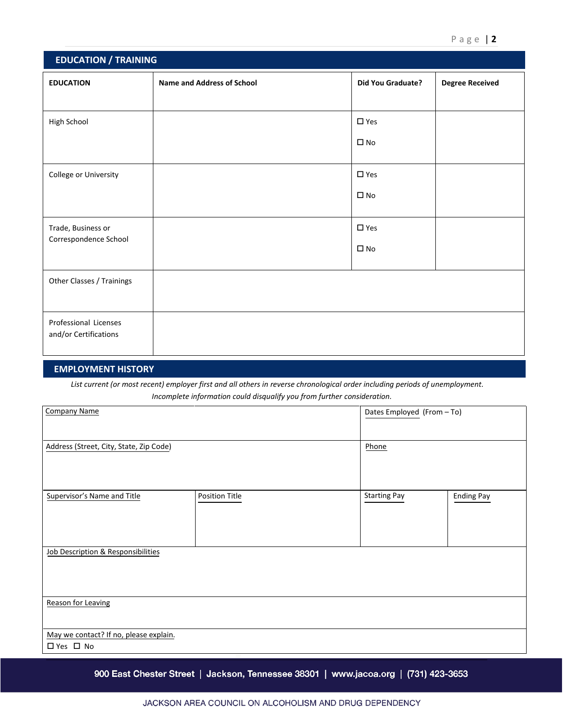## EDUCATION / TRAINING

| EDUCATION | Name and Address of School | Did You Graduate? | Degree Received |
|---|---|---|---|
| High School | | ☐ Yes ☐ No | |
| College or University | | ☐ Yes ☐ No | |
| Trade, Business or Correspondence School | | ☐ Yes ☐ No | |
| Other Classes / Trainings | | | |
| Professional Licenses and/or Certifications | | | |

## EMPLOYMENT HISTORY

*List current (or most recent) employer first and all others in reverse chronological order including periods of unemployment. Incomplete information could disqualify you from further consideration.*

| Company Name | | Dates Employed (From – To) | |
|---|---|---|---|
| Address (Street, City, State, Zip Code) | | Phone | |
| Supervisor's Name and Title | Position Title | Starting Pay | Ending Pay |
| Job Description & Responsibilities | | | |
| Reason for Leaving | | | |
| May we contact? If no, please explain. ☐ Yes ☐ No | | | |

900 East Chester Street | Jackson, Tennessee 38301 | www.jacoa.org | (731) 423-3653

JACKSON AREA COUNCIL ON ALCOHOLISM AND DRUG DEPENDENCY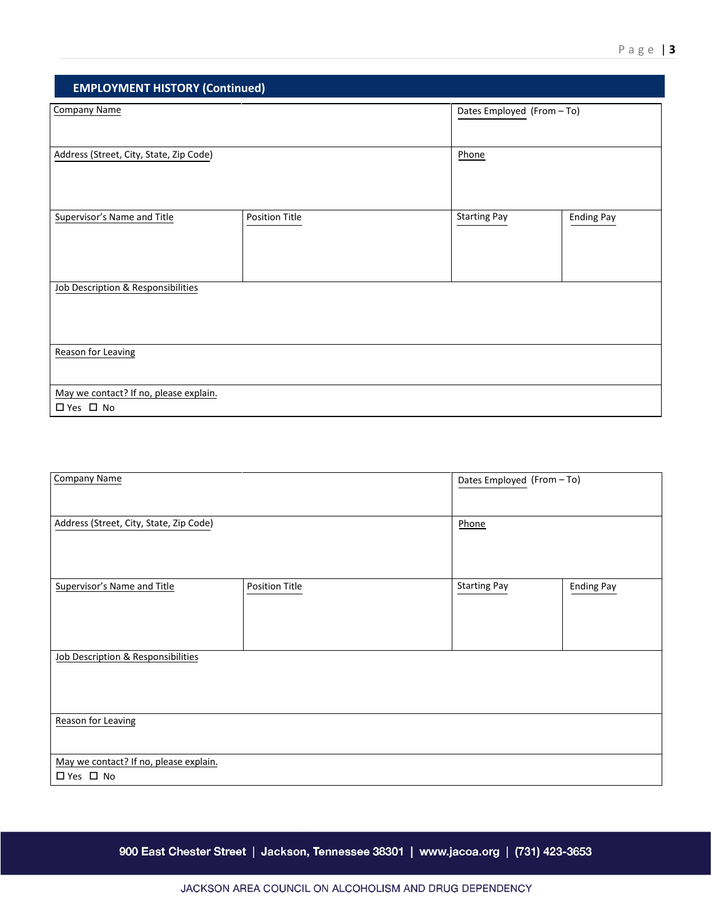## EMPLOYMENT HISTORY (Continued)

| Company Name | | Dates Employed (From – To) | |
|---|---|---|---|
| Address (Street, City, State, Zip Code) | | Phone | |
| Supervisor's Name and Title | Position Title | Starting Pay | Ending Pay |
| Job Description & Responsibilities | | | |
| Reason for Leaving | | | |
| May we contact? If no, please explain.<br>☐ Yes ☐ No | | | |

| Company Name | | Dates Employed (From – To) | |
|---|---|---|---|
| Address (Street, City, State, Zip Code) | | Phone | |
| Supervisor's Name and Title | Position Title | Starting Pay | Ending Pay |
| Job Description & Responsibilities | | | |
| Reason for Leaving | | | |
| May we contact? If no, please explain.<br>☐ Yes ☐ No | | | |

900 East Chester Street | Jackson, Tennessee 38301 | www.jacoa.org | (731) 423-3653

JACKSON AREA COUNCIL ON ALCOHOLISM AND DRUG DEPENDENCY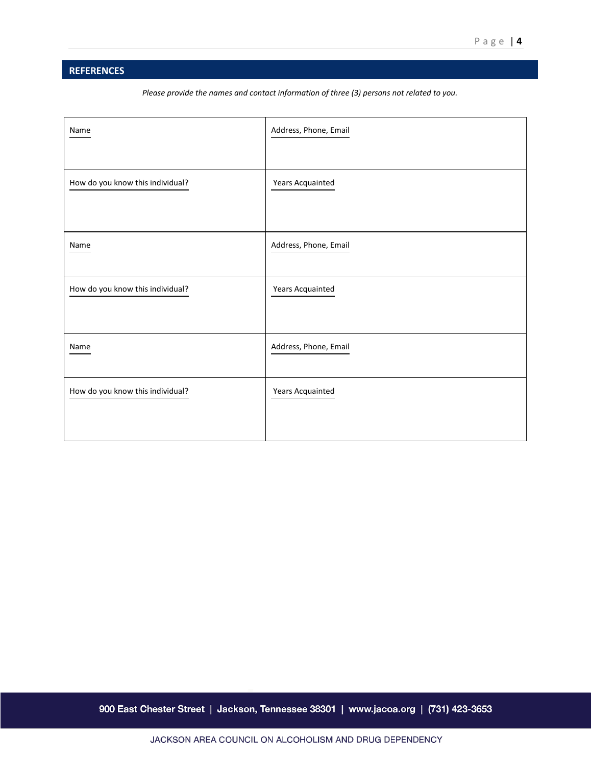## REFERENCES

*Please provide the names and contact information of three (3) persons not related to you.*

| Name | Address, Phone, Email |
|---|---|
| How do you know this individual? | Years Acquainted |
| Name | Address, Phone, Email |
| How do you know this individual? | Years Acquainted |
| Name | Address, Phone, Email |
| How do you know this individual? | Years Acquainted |

900 East Chester Street | Jackson, Tennessee 38301 | www.jacoa.org | (731) 423-3653

JACKSON AREA COUNCIL ON ALCOHOLISM AND DRUG DEPENDENCY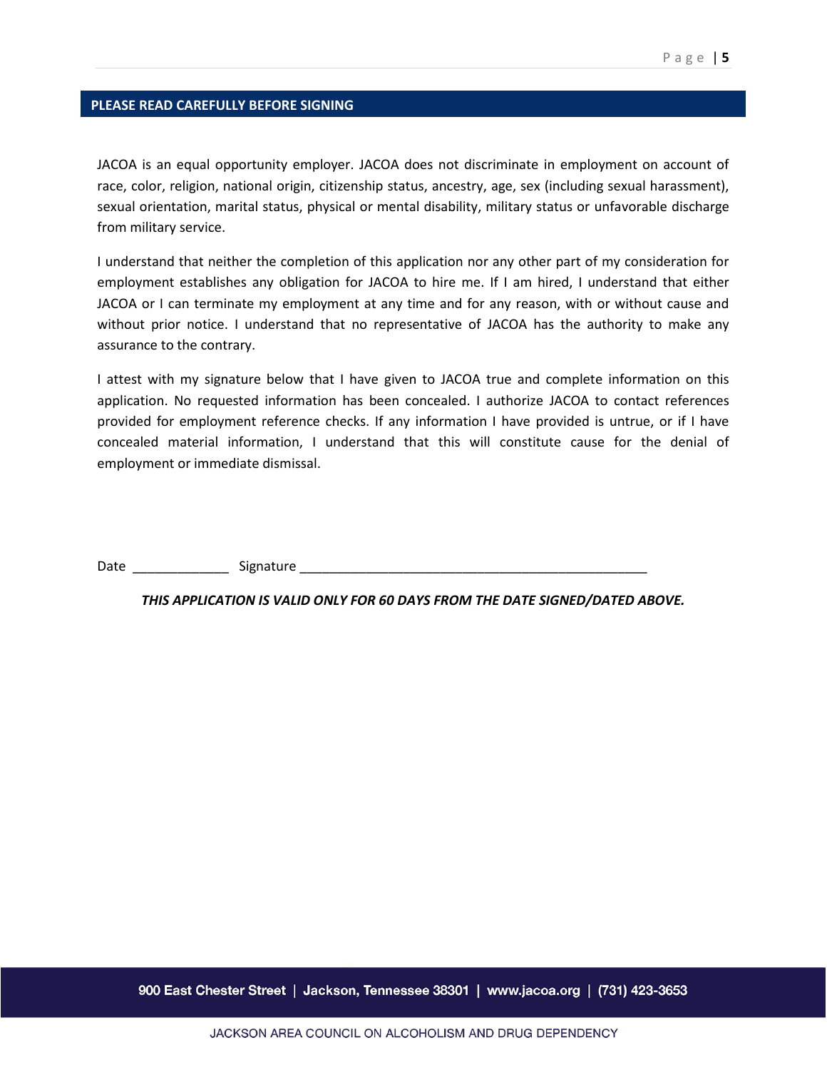## PLEASE READ CAREFULLY BEFORE SIGNING

JACOA is an equal opportunity employer. JACOA does not discriminate in employment on account of race, color, religion, national origin, citizenship status, ancestry, age, sex (including sexual harassment), sexual orientation, marital status, physical or mental disability, military status or unfavorable discharge from military service.

I understand that neither the completion of this application nor any other part of my consideration for employment establishes any obligation for JACOA to hire me. If I am hired, I understand that either JACOA or I can terminate my employment at any time and for any reason, with or without cause and without prior notice. I understand that no representative of JACOA has the authority to make any assurance to the contrary.

I attest with my signature below that I have given to JACOA true and complete information on this application. No requested information has been concealed. I authorize JACOA to contact references provided for employment reference checks. If any information I have provided is untrue, or if I have concealed material information, I understand that this will constitute cause for the denial of employment or immediate dismissal.

Date _____________ Signature ________________________________________________

***THIS APPLICATION IS VALID ONLY FOR 60 DAYS FROM THE DATE SIGNED/DATED ABOVE.***

900 East Chester Street | Jackson, Tennessee 38301 | www.jacoa.org | (731) 423-3653

JACKSON AREA COUNCIL ON ALCOHOLISM AND DRUG DEPENDENCY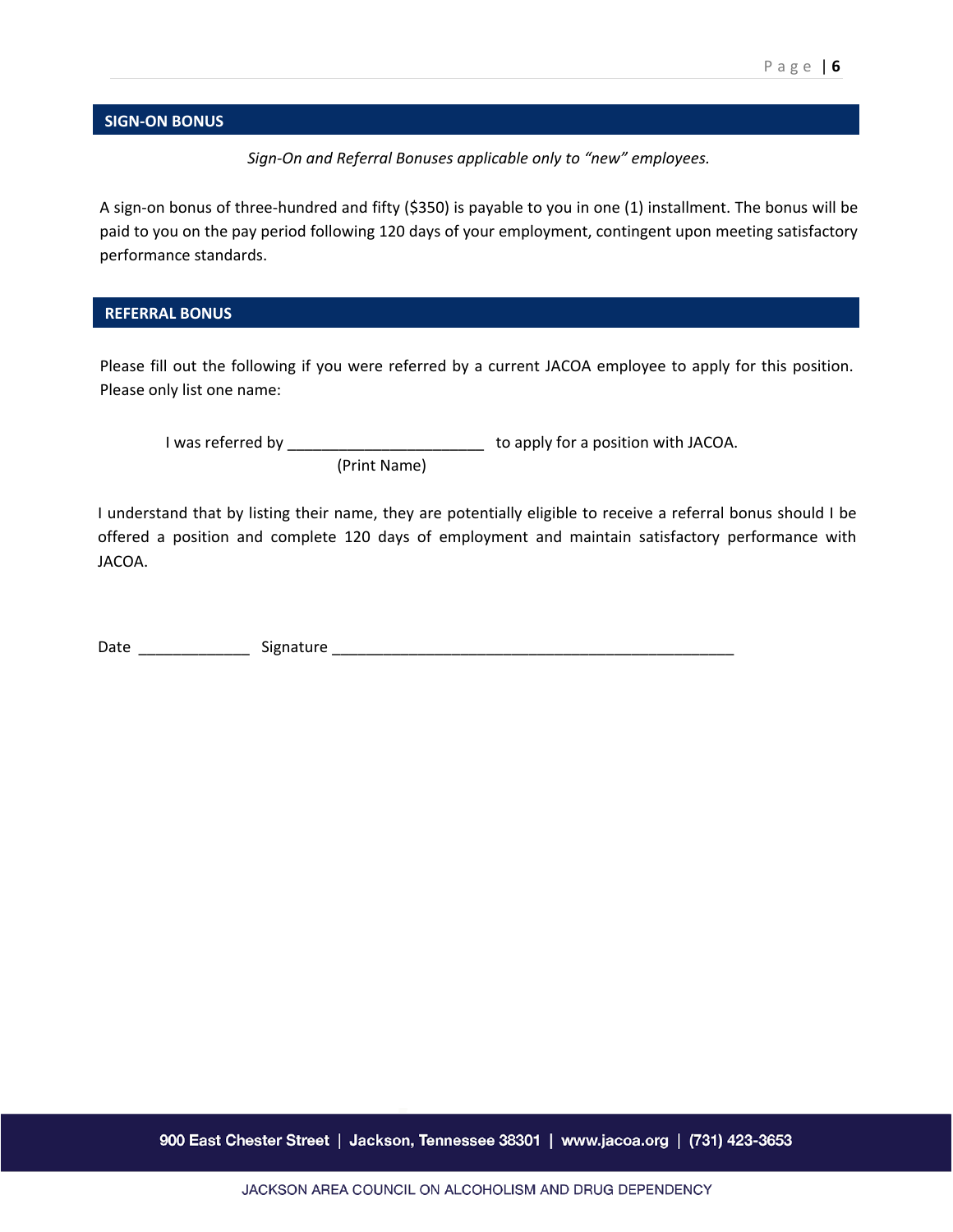## SIGN-ON BONUS

*Sign-On and Referral Bonuses applicable only to “new” employees.*

A sign-on bonus of three-hundred and fifty ($350) is payable to you in one (1) installment. The bonus will be paid to you on the pay period following 120 days of your employment, contingent upon meeting satisfactory performance standards.

## REFERRAL BONUS

Please fill out the following if you were referred by a current JACOA employee to apply for this position. Please only list one name:

I was referred by _______________________ to apply for a position with JACOA.
(Print Name)

I understand that by listing their name, they are potentially eligible to receive a referral bonus should I be offered a position and complete 120 days of employment and maintain satisfactory performance with JACOA.

Date _____________ Signature ________________________________________________

900 East Chester Street | Jackson, Tennessee 38301 | www.jacoa.org | (731) 423-3653

JACKSON AREA COUNCIL ON ALCOHOLISM AND DRUG DEPENDENCY